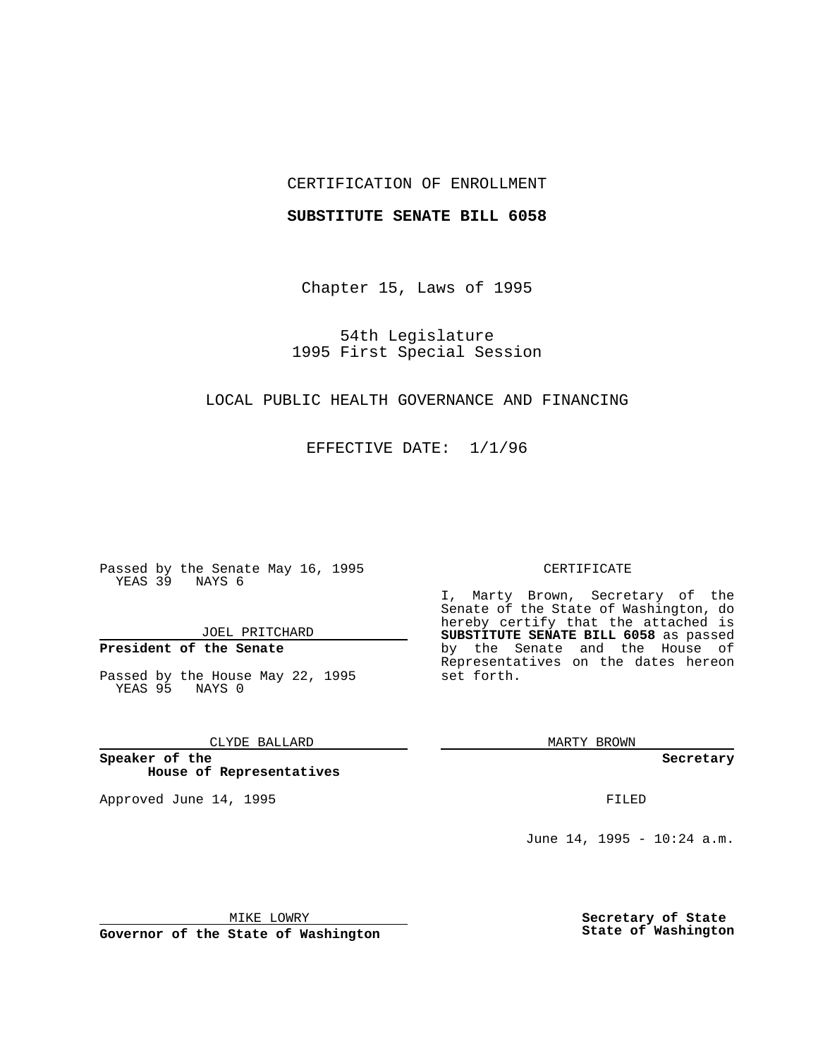CERTIFICATION OF ENROLLMENT

**SUBSTITUTE SENATE BILL 6058**

Chapter 15, Laws of 1995

54th Legislature
1995 First Special Session

LOCAL PUBLIC HEALTH GOVERNANCE AND FINANCING

EFFECTIVE DATE: 1/1/96

Passed by the Senate May 16, 1995
YEAS 39 NAYS 6

JOEL PRITCHARD

**President of the Senate**

Passed by the House May 22, 1995
YEAS 95 NAYS 0

CLYDE BALLARD

**Speaker of the House of Representatives**

Approved June 14, 1995

MIKE LOWRY

**Governor of the State of Washington**

CERTIFICATE

I, Marty Brown, Secretary of the Senate of the State of Washington, do hereby certify that the attached is **SUBSTITUTE SENATE BILL 6058** as passed by the Senate and the House of Representatives on the dates hereon set forth.

MARTY BROWN

**Secretary**

FILED

June 14, 1995 - 10:24 a.m.

**Secretary of State
State of Washington**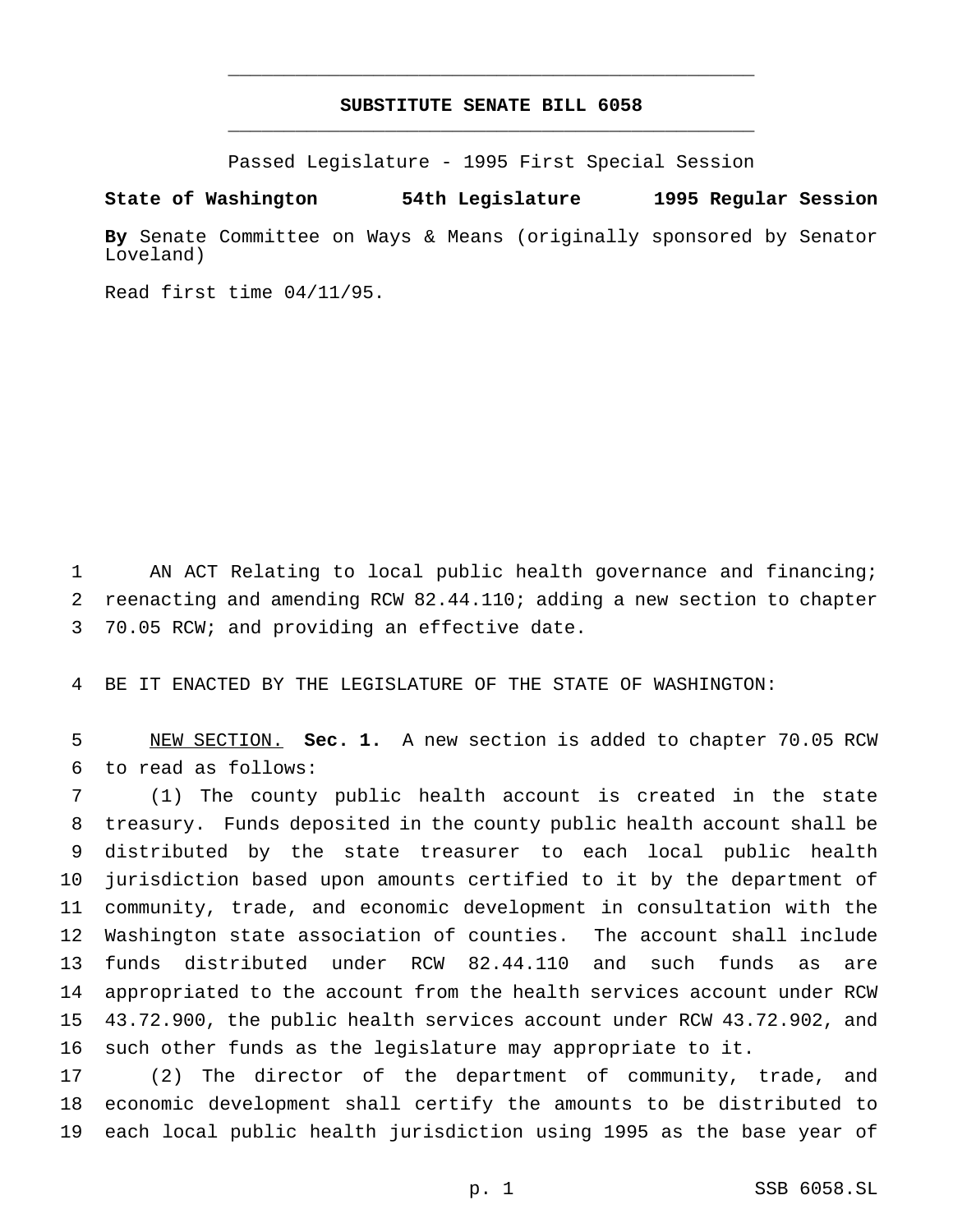# SUBSTITUTE SENATE BILL 6058

Passed Legislature - 1995 First Special Session

**State of Washington 54th Legislature 1995 Regular Session**

**By** Senate Committee on Ways & Means (originally sponsored by Senator Loveland)

Read first time 04/11/95.

AN ACT Relating to local public health governance and financing; reenacting and amending RCW 82.44.110; adding a new section to chapter 70.05 RCW; and providing an effective date.

BE IT ENACTED BY THE LEGISLATURE OF THE STATE OF WASHINGTON:

NEW SECTION. **Sec. 1.** A new section is added to chapter 70.05 RCW to read as follows:

(1) The county public health account is created in the state treasury. Funds deposited in the county public health account shall be distributed by the state treasurer to each local public health jurisdiction based upon amounts certified to it by the department of community, trade, and economic development in consultation with the Washington state association of counties. The account shall include funds distributed under RCW 82.44.110 and such funds as are appropriated to the account from the health services account under RCW 43.72.900, the public health services account under RCW 43.72.902, and such other funds as the legislature may appropriate to it.

(2) The director of the department of community, trade, and economic development shall certify the amounts to be distributed to each local public health jurisdiction using 1995 as the base year of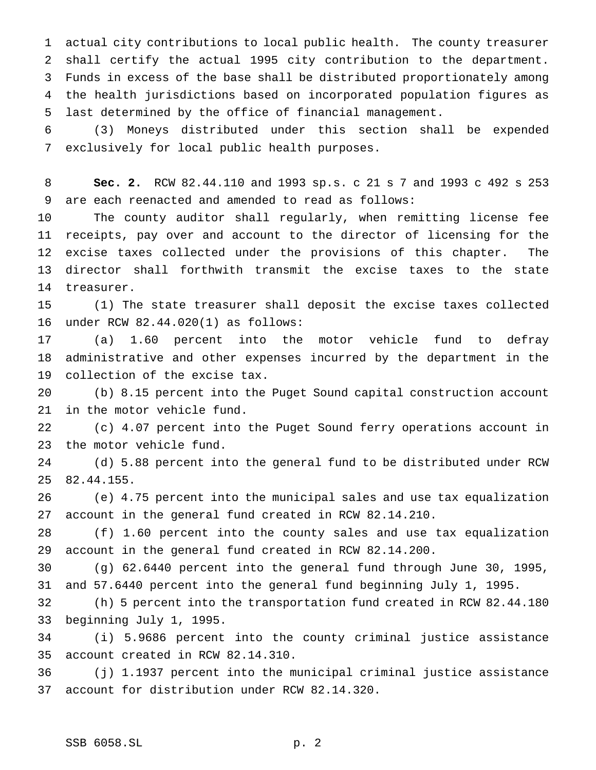actual city contributions to local public health. The county treasurer shall certify the actual 1995 city contribution to the department. Funds in excess of the base shall be distributed proportionately among the health jurisdictions based on incorporated population figures as last determined by the office of financial management.

(3) Moneys distributed under this section shall be expended exclusively for local public health purposes.

**Sec. 2.** RCW 82.44.110 and 1993 sp.s. c 21 s 7 and 1993 c 492 s 253 are each reenacted and amended to read as follows:

The county auditor shall regularly, when remitting license fee receipts, pay over and account to the director of licensing for the excise taxes collected under the provisions of this chapter. The director shall forthwith transmit the excise taxes to the state treasurer.

(1) The state treasurer shall deposit the excise taxes collected under RCW 82.44.020(1) as follows:

(a) 1.60 percent into the motor vehicle fund to defray administrative and other expenses incurred by the department in the collection of the excise tax.

(b) 8.15 percent into the Puget Sound capital construction account in the motor vehicle fund.

(c) 4.07 percent into the Puget Sound ferry operations account in the motor vehicle fund.

(d) 5.88 percent into the general fund to be distributed under RCW 82.44.155.

(e) 4.75 percent into the municipal sales and use tax equalization account in the general fund created in RCW 82.14.210.

(f) 1.60 percent into the county sales and use tax equalization account in the general fund created in RCW 82.14.200.

(g) 62.6440 percent into the general fund through June 30, 1995, and 57.6440 percent into the general fund beginning July 1, 1995.

(h) 5 percent into the transportation fund created in RCW 82.44.180 beginning July 1, 1995.

(i) 5.9686 percent into the county criminal justice assistance account created in RCW 82.14.310.

(j) 1.1937 percent into the municipal criminal justice assistance account for distribution under RCW 82.14.320.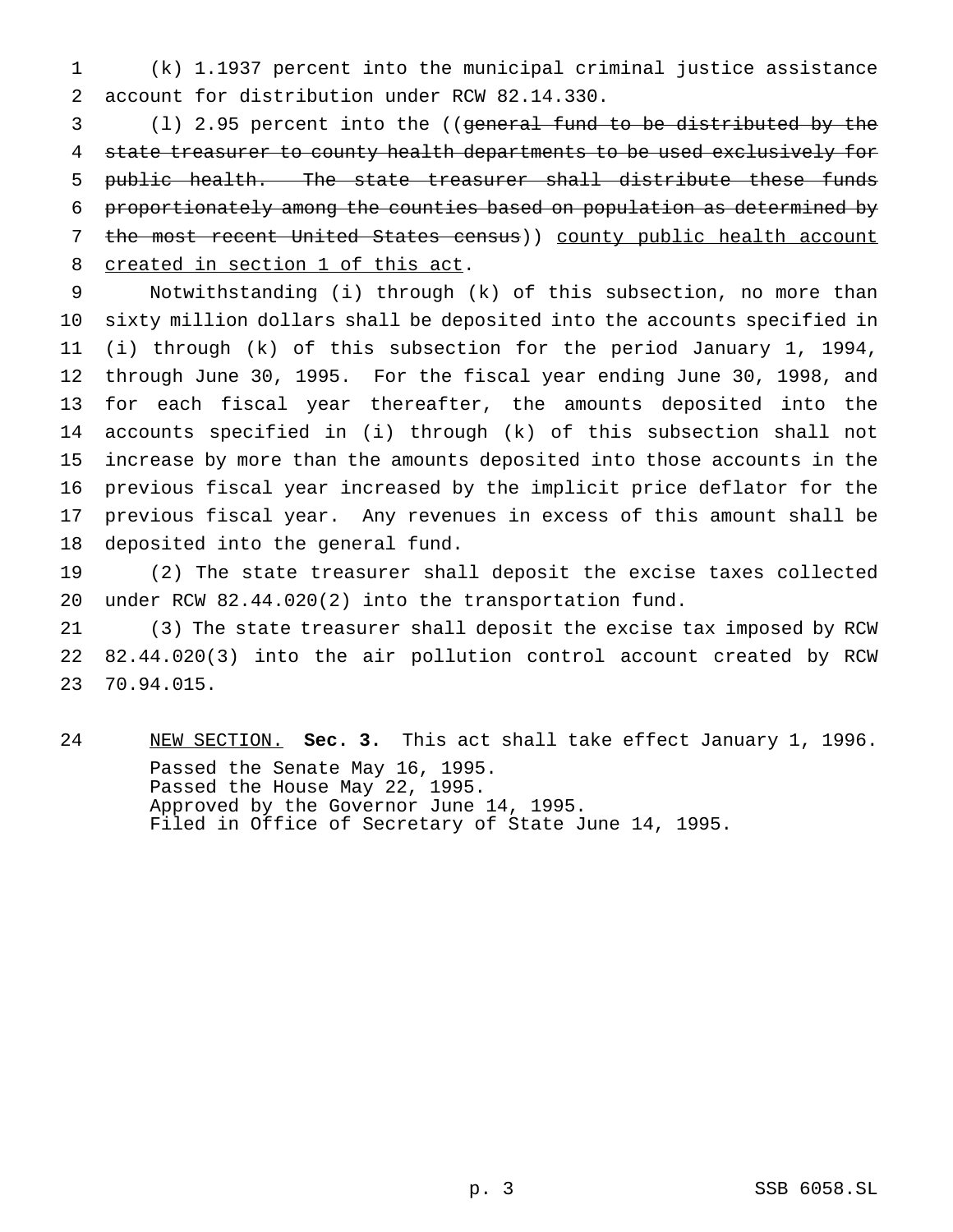(k) 1.1937 percent into the municipal criminal justice assistance account for distribution under RCW 82.14.330.

(l) 2.95 percent into the ((~~general fund to be distributed by the state treasurer to county health departments to be used exclusively for public health. The state treasurer shall distribute these funds proportionately among the counties based on population as determined by the most recent United States census~~)) <u>county public health account created in section 1 of this act</u>.

Notwithstanding (i) through (k) of this subsection, no more than sixty million dollars shall be deposited into the accounts specified in (i) through (k) of this subsection for the period January 1, 1994, through June 30, 1995. For the fiscal year ending June 30, 1998, and for each fiscal year thereafter, the amounts deposited into the accounts specified in (i) through (k) of this subsection shall not increase by more than the amounts deposited into those accounts in the previous fiscal year increased by the implicit price deflator for the previous fiscal year. Any revenues in excess of this amount shall be deposited into the general fund.

(2) The state treasurer shall deposit the excise taxes collected under RCW 82.44.020(2) into the transportation fund.

(3) The state treasurer shall deposit the excise tax imposed by RCW 82.44.020(3) into the air pollution control account created by RCW 70.94.015.

<u>NEW SECTION.</u> **Sec. 3.** This act shall take effect January 1, 1996.

Passed the Senate May 16, 1995.
Passed the House May 22, 1995.
Approved by the Governor June 14, 1995.
Filed in Office of Secretary of State June 14, 1995.